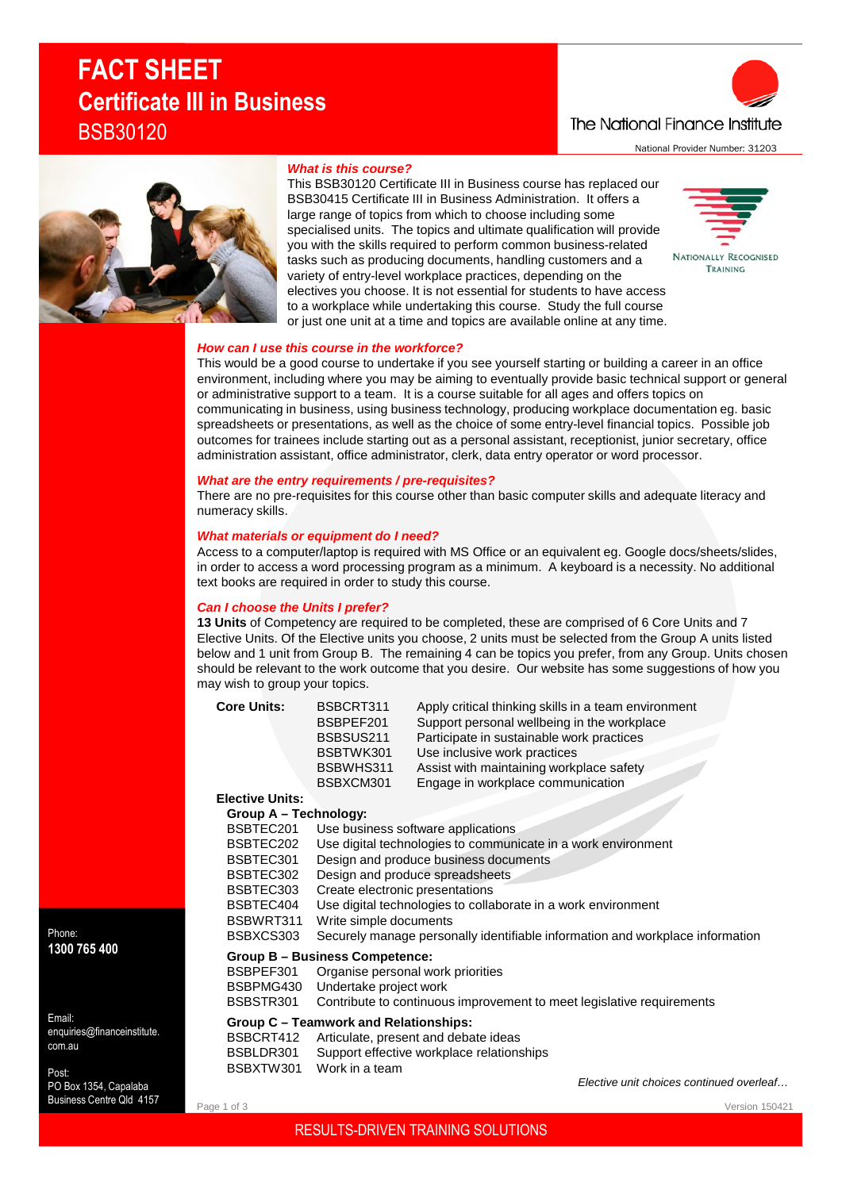# FACT SHEET

## Certificate III in Business

BSB30120

The National Finance Institute

National Provider Number: 31203

NATIONALLY RECOGNISED TRAINING

### *What is this course?*

This BSB30120 Certificate III in Business course has replaced our BSB30415 Certificate III in Business Administration. It offers a large range of topics from which to choose including some specialised units. The topics and ultimate qualification will provide you with the skills required to perform common business-related tasks such as producing documents, handling customers and a variety of entry-level workplace practices, depending on the electives you choose. It is not essential for students to have access to a workplace while undertaking this course. Study the full course or just one unit at a time and topics are available online at any time.

### *How can I use this course in the workforce?*

This would be a good course to undertake if you see yourself starting or building a career in an office environment, including where you may be aiming to eventually provide basic technical support or general or administrative support to a team. It is a course suitable for all ages and offers topics on communicating in business, using business technology, producing workplace documentation eg. basic spreadsheets or presentations, as well as the choice of some entry-level financial topics. Possible job outcomes for trainees include starting out as a personal assistant, receptionist, junior secretary, office administration assistant, office administrator, clerk, data entry operator or word processor.

### *What are the entry requirements / pre-requisites?*

There are no pre-requisites for this course other than basic computer skills and adequate literacy and numeracy skills.

### *What materials or equipment do I need?*

Access to a computer/laptop is required with MS Office or an equivalent eg. Google docs/sheets/slides, in order to access a word processing program as a minimum. A keyboard is a necessity. No additional text books are required in order to study this course.

### *Can I choose the Units I prefer?*

**13 Units** of Competency are required to be completed, these are comprised of 6 Core Units and 7 Elective Units. Of the Elective units you choose, 2 units must be selected from the Group A units listed below and 1 unit from Group B. The remaining 4 can be topics you prefer, from any Group. Units chosen should be relevant to the work outcome that you desire. Our website has some suggestions of how you may wish to group your topics.

**Core Units:**

| Code | Unit |
|---|---|
| BSBCRT311 | Apply critical thinking skills in a team environment |
| BSBPEF201 | Support personal wellbeing in the workplace |
| BSBSUS211 | Participate in sustainable work practices |
| BSBTWK301 | Use inclusive work practices |
| BSBWHS311 | Assist with maintaining workplace safety |
| BSBXCM301 | Engage in workplace communication |

**Elective Units:**

**Group A – Technology:**

| Code | Unit |
|---|---|
| BSBTEC201 | Use business software applications |
| BSBTEC202 | Use digital technologies to communicate in a work environment |
| BSBTEC301 | Design and produce business documents |
| BSBTEC302 | Design and produce spreadsheets |
| BSBTEC303 | Create electronic presentations |
| BSBTEC404 | Use digital technologies to collaborate in a work environment |
| BSBWRT311 | Write simple documents |
| BSBXCS303 | Securely manage personally identifiable information and workplace information |

**Group B – Business Competence:**

| Code | Unit |
|---|---|
| BSBPEF301 | Organise personal work priorities |
| BSBPMG430 | Undertake project work |
| BSBSTR301 | Contribute to continuous improvement to meet legislative requirements |

**Group C – Teamwork and Relationships:**

| Code | Unit |
|---|---|
| BSBCRT412 | Articulate, present and debate ideas |
| BSBLDR301 | Support effective workplace relationships |
| BSBXTW301 | Work in a team |

*Elective unit choices continued overleaf…*

Phone:
**1300 765 400**

Email:
enquiries@financeinstitute.com.au

Post:
PO Box 1354, Capalaba Business Centre Qld 4157

Version 150421

RESULTS-DRIVEN TRAINING SOLUTIONS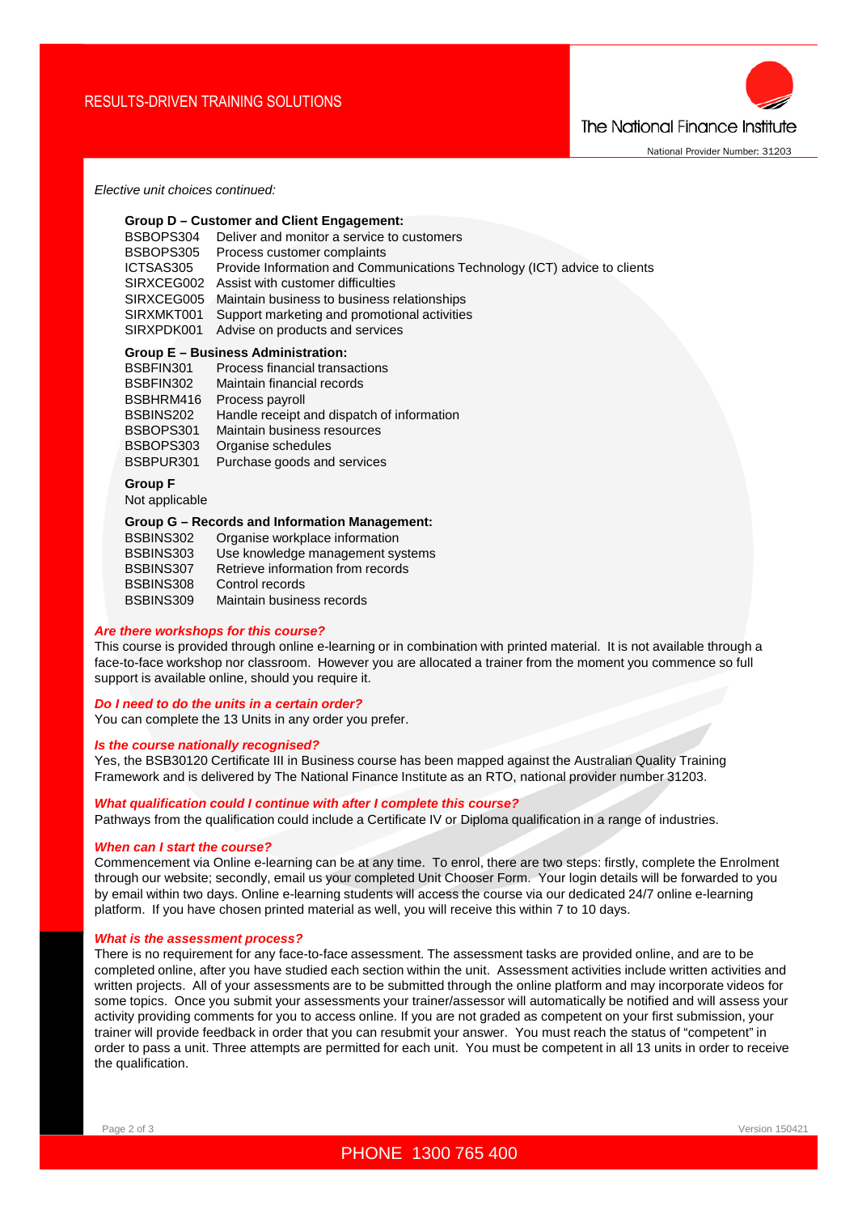*Elective unit choices continued:*

**Group D – Customer and Client Engagement:**

| | |
|---|---|
| BSBOPS304 | Deliver and monitor a service to customers |
| BSBOPS305 | Process customer complaints |
| ICTSAS305 | Provide Information and Communications Technology (ICT) advice to clients |
| SIRXCEG002 | Assist with customer difficulties |
| SIRXCEG005 | Maintain business to business relationships |
| SIRXMKT001 | Support marketing and promotional activities |
| SIRXPDK001 | Advise on products and services |

**Group E – Business Administration:**

| | |
|---|---|
| BSBFIN301 | Process financial transactions |
| BSBFIN302 | Maintain financial records |
| BSBHRM416 | Process payroll |
| BSBINS202 | Handle receipt and dispatch of information |
| BSBOPS301 | Maintain business resources |
| BSBOPS303 | Organise schedules |
| BSBPUR301 | Purchase goods and services |

**Group F**

Not applicable

**Group G – Records and Information Management:**

| | |
|---|---|
| BSBINS302 | Organise workplace information |
| BSBINS303 | Use knowledge management systems |
| BSBINS307 | Retrieve information from records |
| BSBINS308 | Control records |
| BSBINS309 | Maintain business records |

***Are there workshops for this course?***

This course is provided through online e-learning or in combination with printed material. It is not available through a face-to-face workshop nor classroom. However you are allocated a trainer from the moment you commence so full support is available online, should you require it.

***Do I need to do the units in a certain order?***

You can complete the 13 Units in any order you prefer.

***Is the course nationally recognised?***

Yes, the BSB30120 Certificate III in Business course has been mapped against the Australian Quality Training Framework and is delivered by The National Finance Institute as an RTO, national provider number 31203.

***What qualification could I continue with after I complete this course?***

Pathways from the qualification could include a Certificate IV or Diploma qualification in a range of industries.

***When can I start the course?***

Commencement via Online e-learning can be at any time. To enrol, there are two steps: firstly, complete the Enrolment through our website; secondly, email us your completed Unit Chooser Form. Your login details will be forwarded to you by email within two days. Online e-learning students will access the course via our dedicated 24/7 online e-learning platform. If you have chosen printed material as well, you will receive this within 7 to 10 days.

***What is the assessment process?***

There is no requirement for any face-to-face assessment. The assessment tasks are provided online, and are to be completed online, after you have studied each section within the unit. Assessment activities include written activities and written projects. All of your assessments are to be submitted through the online platform and may incorporate videos for some topics. Once you submit your assessments your trainer/assessor will automatically be notified and will assess your activity providing comments for you to access online. If you are not graded as competent on your first submission, your trainer will provide feedback in order that you can resubmit your answer. You must reach the status of "competent" in order to pass a unit. Three attempts are permitted for each unit. You must be competent in all 13 units in order to receive the qualification.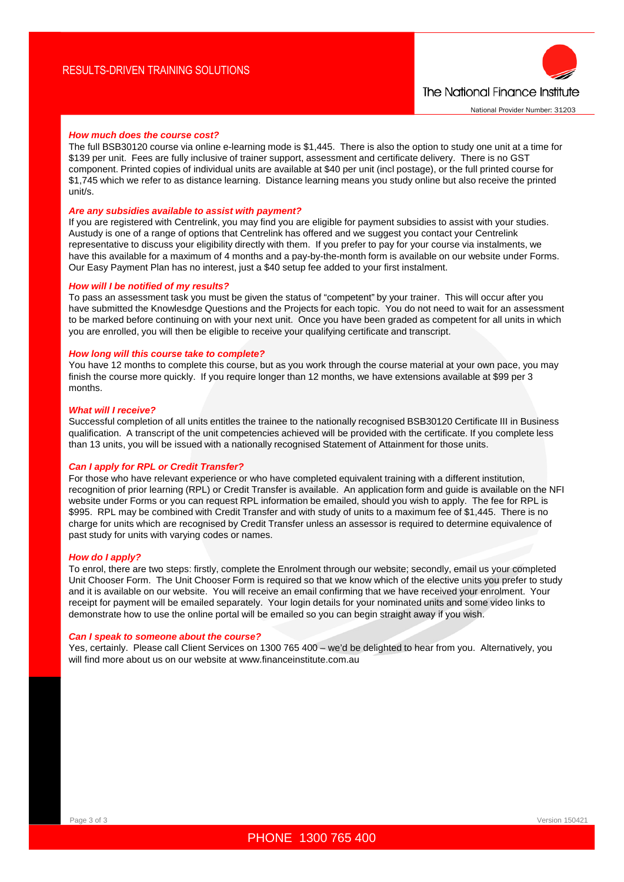### How much does the course cost?

The full BSB30120 course via online e-learning mode is $1,445. There is also the option to study one unit at a time for $139 per unit. Fees are fully inclusive of trainer support, assessment and certificate delivery. There is no GST component. Printed copies of individual units are available at $40 per unit (incl postage), or the full printed course for $1,745 which we refer to as distance learning. Distance learning means you study online but also receive the printed unit/s.

### Are any subsidies available to assist with payment?

If you are registered with Centrelink, you may find you are eligible for payment subsidies to assist with your studies. Austudy is one of a range of options that Centrelink has offered and we suggest you contact your Centrelink representative to discuss your eligibility directly with them. If you prefer to pay for your course via instalments, we have this available for a maximum of 4 months and a pay-by-the-month form is available on our website under Forms. Our Easy Payment Plan has no interest, just a $40 setup fee added to your first instalment.

### How will I be notified of my results?

To pass an assessment task you must be given the status of "competent" by your trainer. This will occur after you have submitted the Knowlesdge Questions and the Projects for each topic. You do not need to wait for an assessment to be marked before continuing on with your next unit. Once you have been graded as competent for all units in which you are enrolled, you will then be eligible to receive your qualifying certificate and transcript.

### How long will this course take to complete?

You have 12 months to complete this course, but as you work through the course material at your own pace, you may finish the course more quickly. If you require longer than 12 months, we have extensions available at $99 per 3 months.

### What will I receive?

Successful completion of all units entitles the trainee to the nationally recognised BSB30120 Certificate III in Business qualification. A transcript of the unit competencies achieved will be provided with the certificate. If you complete less than 13 units, you will be issued with a nationally recognised Statement of Attainment for those units.

### Can I apply for RPL or Credit Transfer?

For those who have relevant experience or who have completed equivalent training with a different institution, recognition of prior learning (RPL) or Credit Transfer is available. An application form and guide is available on the NFI website under Forms or you can request RPL information be emailed, should you wish to apply. The fee for RPL is $995. RPL may be combined with Credit Transfer and with study of units to a maximum fee of $1,445. There is no charge for units which are recognised by Credit Transfer unless an assessor is required to determine equivalence of past study for units with varying codes or names.

### How do I apply?

To enrol, there are two steps: firstly, complete the Enrolment through our website; secondly, email us your completed Unit Chooser Form. The Unit Chooser Form is required so that we know which of the elective units you prefer to study and it is available on our website. You will receive an email confirming that we have received your enrolment. Your receipt for payment will be emailed separately. Your login details for your nominated units and some video links to demonstrate how to use the online portal will be emailed so you can begin straight away if you wish.

### Can I speak to someone about the course?

Yes, certainly. Please call Client Services on 1300 765 400 – we'd be delighted to hear from you. Alternatively, you will find more about us on our website at www.financeinstitute.com.au